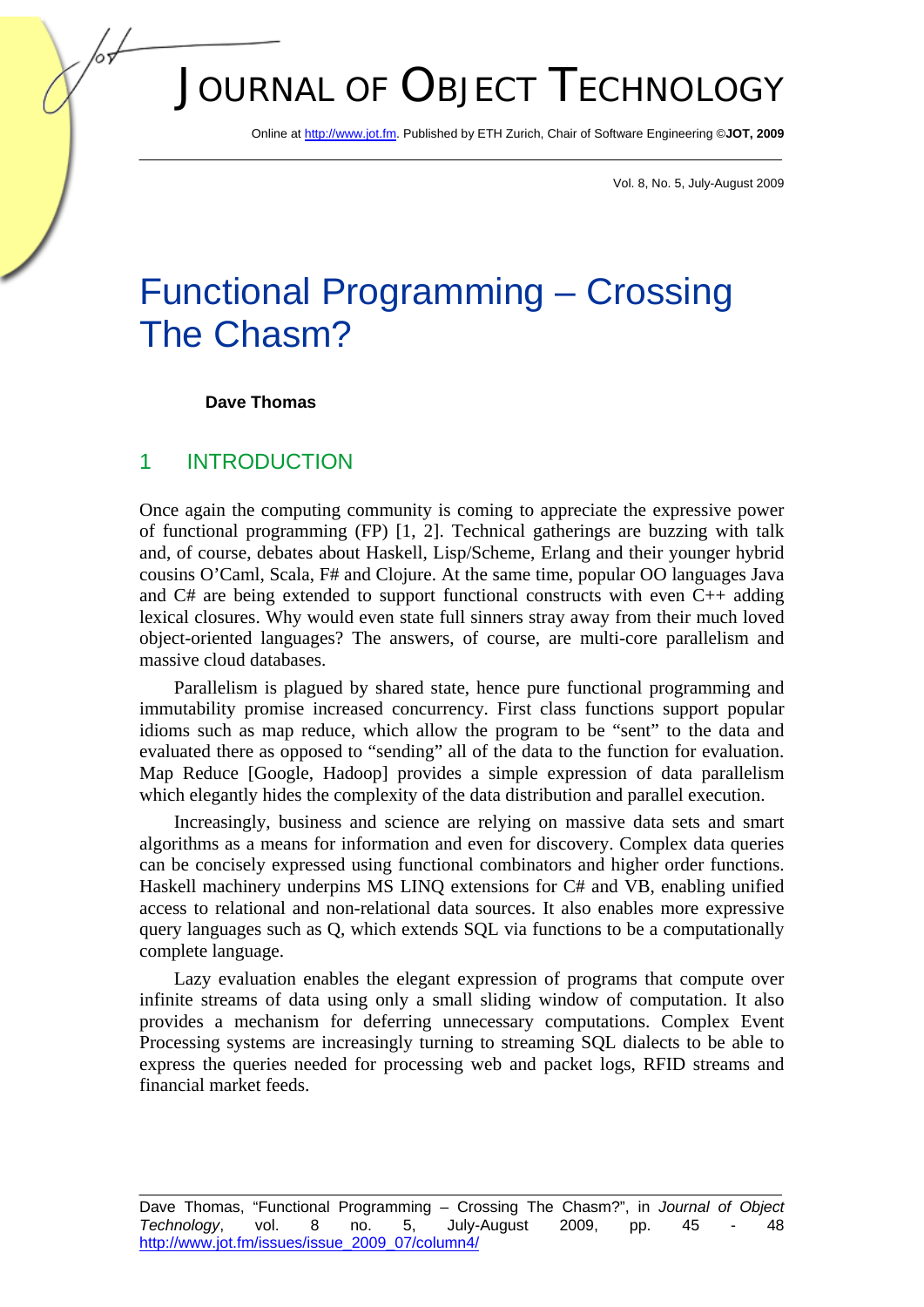# Functional Programming – Crossing The Chasm?

**Dave Thomas**

## 1 INTRODUCTION

Once again the computing community is coming to appreciate the expressive power of functional programming (FP) [1, 2]. Technical gatherings are buzzing with talk and, of course, debates about Haskell, Lisp/Scheme, Erlang and their younger hybrid cousins O'Caml, Scala, F# and Clojure. At the same time, popular OO languages Java and C# are being extended to support functional constructs with even C++ adding lexical closures. Why would even state full sinners stray away from their much loved object-oriented languages? The answers, of course, are multi-core parallelism and massive cloud databases.

Parallelism is plagued by shared state, hence pure functional programming and immutability promise increased concurrency. First class functions support popular idioms such as map reduce, which allow the program to be "sent" to the data and evaluated there as opposed to "sending" all of the data to the function for evaluation. Map Reduce [Google, Hadoop] provides a simple expression of data parallelism which elegantly hides the complexity of the data distribution and parallel execution.

Increasingly, business and science are relying on massive data sets and smart algorithms as a means for information and even for discovery. Complex data queries can be concisely expressed using functional combinators and higher order functions. Haskell machinery underpins MS LINQ extensions for C# and VB, enabling unified access to relational and non-relational data sources. It also enables more expressive query languages such as Q, which extends SQL via functions to be a computationally complete language.

Lazy evaluation enables the elegant expression of programs that compute over infinite streams of data using only a small sliding window of computation. It also provides a mechanism for deferring unnecessary computations. Complex Event Processing systems are increasingly turning to streaming SQL dialects to be able to express the queries needed for processing web and packet logs, RFID streams and financial market feeds.

Dave Thomas, "Functional Programming – Crossing The Chasm?", in *Journal of Object Technology*, vol. 8 no. 5, July-August 2009, pp. 45 - 48 http://www.jot.fm/issues/issue_2009_07/column4/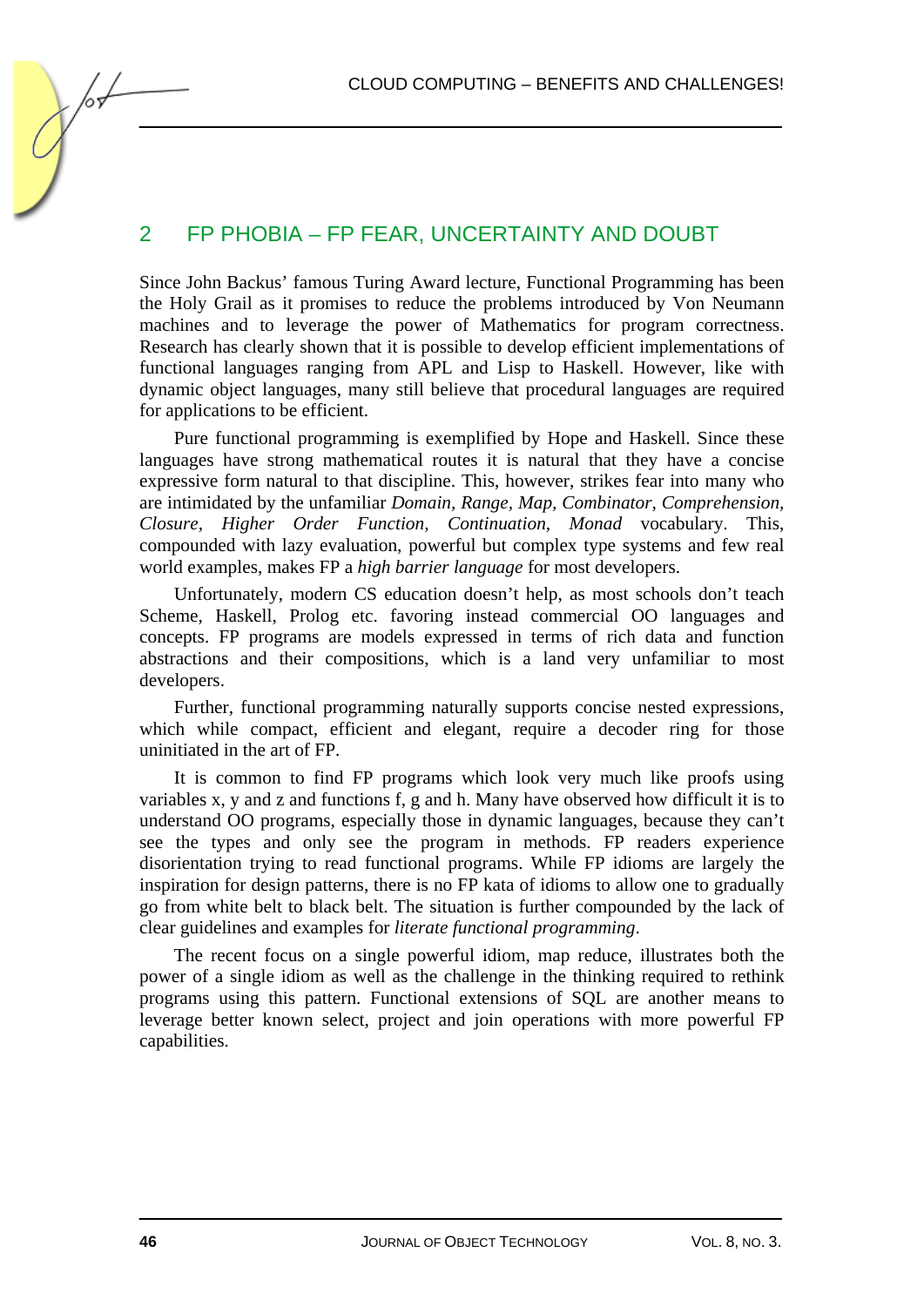## 2 FP PHOBIA – FP FEAR, UNCERTAINTY AND DOUBT

Since John Backus' famous Turing Award lecture, Functional Programming has been the Holy Grail as it promises to reduce the problems introduced by Von Neumann machines and to leverage the power of Mathematics for program correctness. Research has clearly shown that it is possible to develop efficient implementations of functional languages ranging from APL and Lisp to Haskell. However, like with dynamic object languages, many still believe that procedural languages are required for applications to be efficient.

Pure functional programming is exemplified by Hope and Haskell. Since these languages have strong mathematical routes it is natural that they have a concise expressive form natural to that discipline. This, however, strikes fear into many who are intimidated by the unfamiliar *Domain, Range, Map, Combinator, Comprehension, Closure, Higher Order Function, Continuation, Monad* vocabulary. This, compounded with lazy evaluation, powerful but complex type systems and few real world examples, makes FP a *high barrier language* for most developers.

Unfortunately, modern CS education doesn't help, as most schools don't teach Scheme, Haskell, Prolog etc. favoring instead commercial OO languages and concepts. FP programs are models expressed in terms of rich data and function abstractions and their compositions, which is a land very unfamiliar to most developers.

Further, functional programming naturally supports concise nested expressions, which while compact, efficient and elegant, require a decoder ring for those uninitiated in the art of FP.

It is common to find FP programs which look very much like proofs using variables x, y and z and functions f, g and h. Many have observed how difficult it is to understand OO programs, especially those in dynamic languages, because they can't see the types and only see the program in methods. FP readers experience disorientation trying to read functional programs. While FP idioms are largely the inspiration for design patterns, there is no FP kata of idioms to allow one to gradually go from white belt to black belt. The situation is further compounded by the lack of clear guidelines and examples for *literate functional programming*.

The recent focus on a single powerful idiom, map reduce, illustrates both the power of a single idiom as well as the challenge in the thinking required to rethink programs using this pattern. Functional extensions of SQL are another means to leverage better known select, project and join operations with more powerful FP capabilities.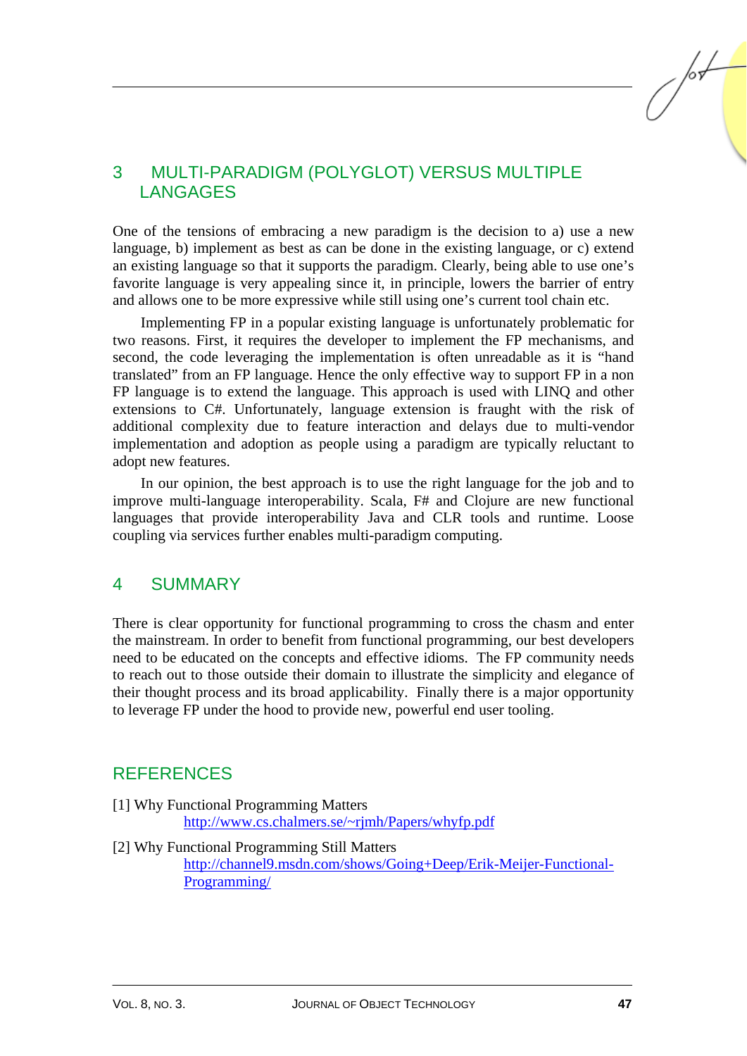## 3 MULTI-PARADIGM (POLYGLOT) VERSUS MULTIPLE LANGAGES

One of the tensions of embracing a new paradigm is the decision to a) use a new language, b) implement as best as can be done in the existing language, or c) extend an existing language so that it supports the paradigm. Clearly, being able to use one's favorite language is very appealing since it, in principle, lowers the barrier of entry and allows one to be more expressive while still using one's current tool chain etc.

Implementing FP in a popular existing language is unfortunately problematic for two reasons. First, it requires the developer to implement the FP mechanisms, and second, the code leveraging the implementation is often unreadable as it is "hand translated" from an FP language. Hence the only effective way to support FP in a non FP language is to extend the language. This approach is used with LINQ and other extensions to C#. Unfortunately, language extension is fraught with the risk of additional complexity due to feature interaction and delays due to multi-vendor implementation and adoption as people using a paradigm are typically reluctant to adopt new features.

In our opinion, the best approach is to use the right language for the job and to improve multi-language interoperability. Scala, F# and Clojure are new functional languages that provide interoperability Java and CLR tools and runtime. Loose coupling via services further enables multi-paradigm computing.

## 4 SUMMARY

There is clear opportunity for functional programming to cross the chasm and enter the mainstream. In order to benefit from functional programming, our best developers need to be educated on the concepts and effective idioms. The FP community needs to reach out to those outside their domain to illustrate the simplicity and elegance of their thought process and its broad applicability. Finally there is a major opportunity to leverage FP under the hood to provide new, powerful end user tooling.

## REFERENCES

[1] Why Functional Programming Matters
http://www.cs.chalmers.se/~rjmh/Papers/whyfp.pdf

[2] Why Functional Programming Still Matters
http://channel9.msdn.com/shows/Going+Deep/Erik-Meijer-Functional-Programming/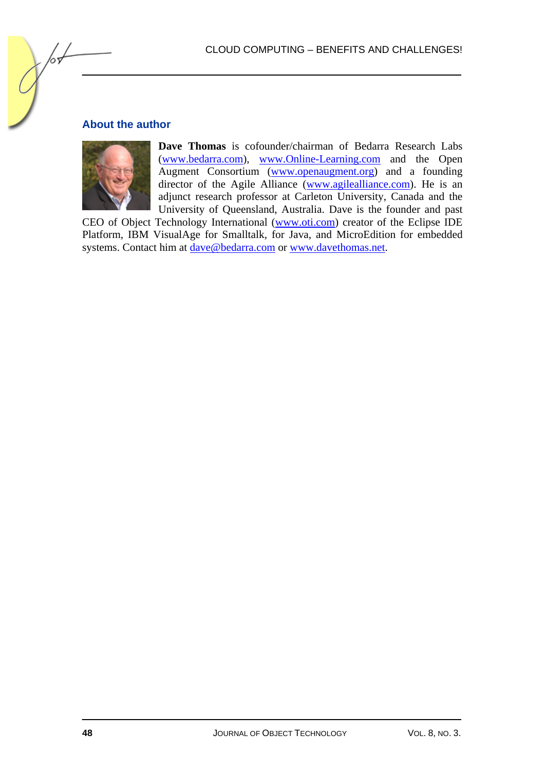## About the author

**Dave Thomas** is cofounder/chairman of Bedarra Research Labs (www.bedarra.com), www.Online-Learning.com and the Open Augment Consortium (www.openaugment.org) and a founding director of the Agile Alliance (www.agilealliance.com). He is an adjunct research professor at Carleton University, Canada and the University of Queensland, Australia. Dave is the founder and past CEO of Object Technology International (www.oti.com) creator of the Eclipse IDE Platform, IBM VisualAge for Smalltalk, for Java, and MicroEdition for embedded systems. Contact him at dave@bedarra.com or www.davethomas.net.